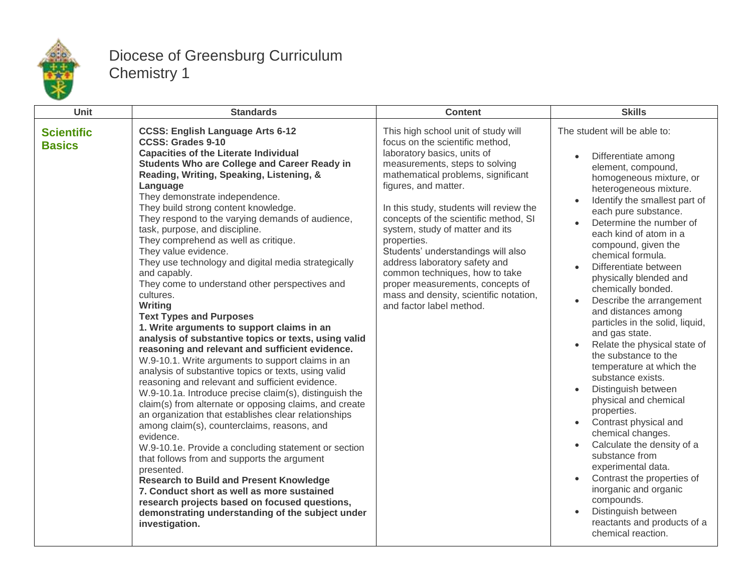# Diocese of Greensburg Curriculum
## Chemistry 1

| Unit | Standards | Content | Skills |
| --- | --- | --- | --- |
| **Scientific Basics** | **CCSS: English Language Arts 6-12**<br>**CCSS: Grades 9-10**<br>**Capacities of the Literate Individual**<br>**Students Who are College and Career Ready in Reading, Writing, Speaking, Listening, & Language**<br>They demonstrate independence.<br>They build strong content knowledge.<br>They respond to the varying demands of audience, task, purpose, and discipline.<br>They comprehend as well as critique.<br>They value evidence.<br>They use technology and digital media strategically and capably.<br>They come to understand other perspectives and cultures.<br>**Writing**<br>**Text Types and Purposes**<br>**1. Write arguments to support claims in an analysis of substantive topics or texts, using valid reasoning and relevant and sufficient evidence.**<br>W.9-10.1. Write arguments to support claims in an analysis of substantive topics or texts, using valid reasoning and relevant and sufficient evidence.<br>W.9-10.1a. Introduce precise claim(s), distinguish the claim(s) from alternate or opposing claims, and create an organization that establishes clear relationships among claim(s), counterclaims, reasons, and evidence.<br>W.9-10.1e. Provide a concluding statement or section that follows from and supports the argument presented.<br>**Research to Build and Present Knowledge**<br>**7. Conduct short as well as more sustained research projects based on focused questions, demonstrating understanding of the subject under investigation.** | This high school unit of study will focus on the scientific method, laboratory basics, units of measurements, steps to solving mathematical problems, significant figures, and matter.<br><br>In this study, students will review the concepts of the scientific method, SI system, study of matter and its properties.<br>Students' understandings will also address laboratory safety and common techniques, how to take proper measurements, concepts of mass and density, scientific notation, and factor label method. | The student will be able to:<br><br>• Differentiate among element, compound, homogeneous mixture, or heterogeneous mixture.<br>• Identify the smallest part of each pure substance.<br>• Determine the number of each kind of atom in a compound, given the chemical formula.<br>• Differentiate between physically blended and chemically bonded.<br>• Describe the arrangement and distances among particles in the solid, liquid, and gas state.<br>• Relate the physical state of the substance to the temperature at which the substance exists.<br>• Distinguish between physical and chemical properties.<br>• Contrast physical and chemical changes.<br>• Calculate the density of a substance from experimental data.<br>• Contrast the properties of inorganic and organic compounds.<br>• Distinguish between reactants and products of a chemical reaction. |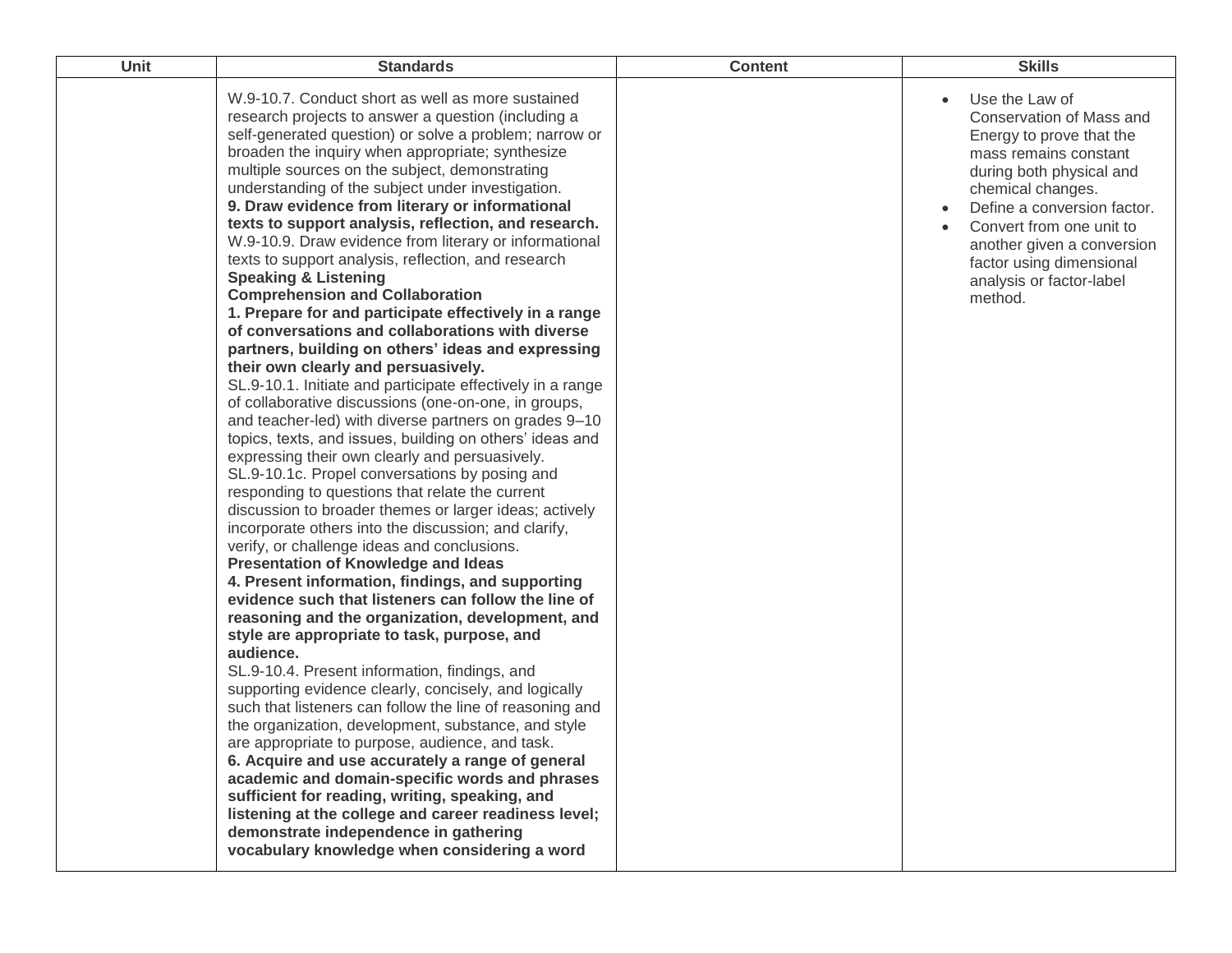| Unit | Standards | Content | Skills |
|---|---|---|---|
| | W.9-10.7. Conduct short as well as more sustained research projects to answer a question (including a self-generated question) or solve a problem; narrow or broaden the inquiry when appropriate; synthesize multiple sources on the subject, demonstrating understanding of the subject under investigation.<br>**9. Draw evidence from literary or informational texts to support analysis, reflection, and research.**<br>W.9-10.9. Draw evidence from literary or informational texts to support analysis, reflection, and research<br>**Speaking & Listening**<br>**Comprehension and Collaboration**<br>**1. Prepare for and participate effectively in a range of conversations and collaborations with diverse partners, building on others' ideas and expressing their own clearly and persuasively.**<br>SL.9-10.1. Initiate and participate effectively in a range of collaborative discussions (one-on-one, in groups, and teacher-led) with diverse partners on grades 9–10 topics, texts, and issues, building on others' ideas and expressing their own clearly and persuasively.<br>SL.9-10.1c. Propel conversations by posing and responding to questions that relate the current discussion to broader themes or larger ideas; actively incorporate others into the discussion; and clarify, verify, or challenge ideas and conclusions.<br>**Presentation of Knowledge and Ideas**<br>**4. Present information, findings, and supporting evidence such that listeners can follow the line of reasoning and the organization, development, and style are appropriate to task, purpose, and audience.**<br>SL.9-10.4. Present information, findings, and supporting evidence clearly, concisely, and logically such that listeners can follow the line of reasoning and the organization, development, substance, and style are appropriate to purpose, audience, and task.<br>**6. Acquire and use accurately a range of general academic and domain-specific words and phrases sufficient for reading, writing, speaking, and listening at the college and career readiness level; demonstrate independence in gathering vocabulary knowledge when considering a word** | | • Use the Law of Conservation of Mass and Energy to prove that the mass remains constant during both physical and chemical changes.<br>• Define a conversion factor.<br>• Convert from one unit to another given a conversion factor using dimensional analysis or factor-label method. |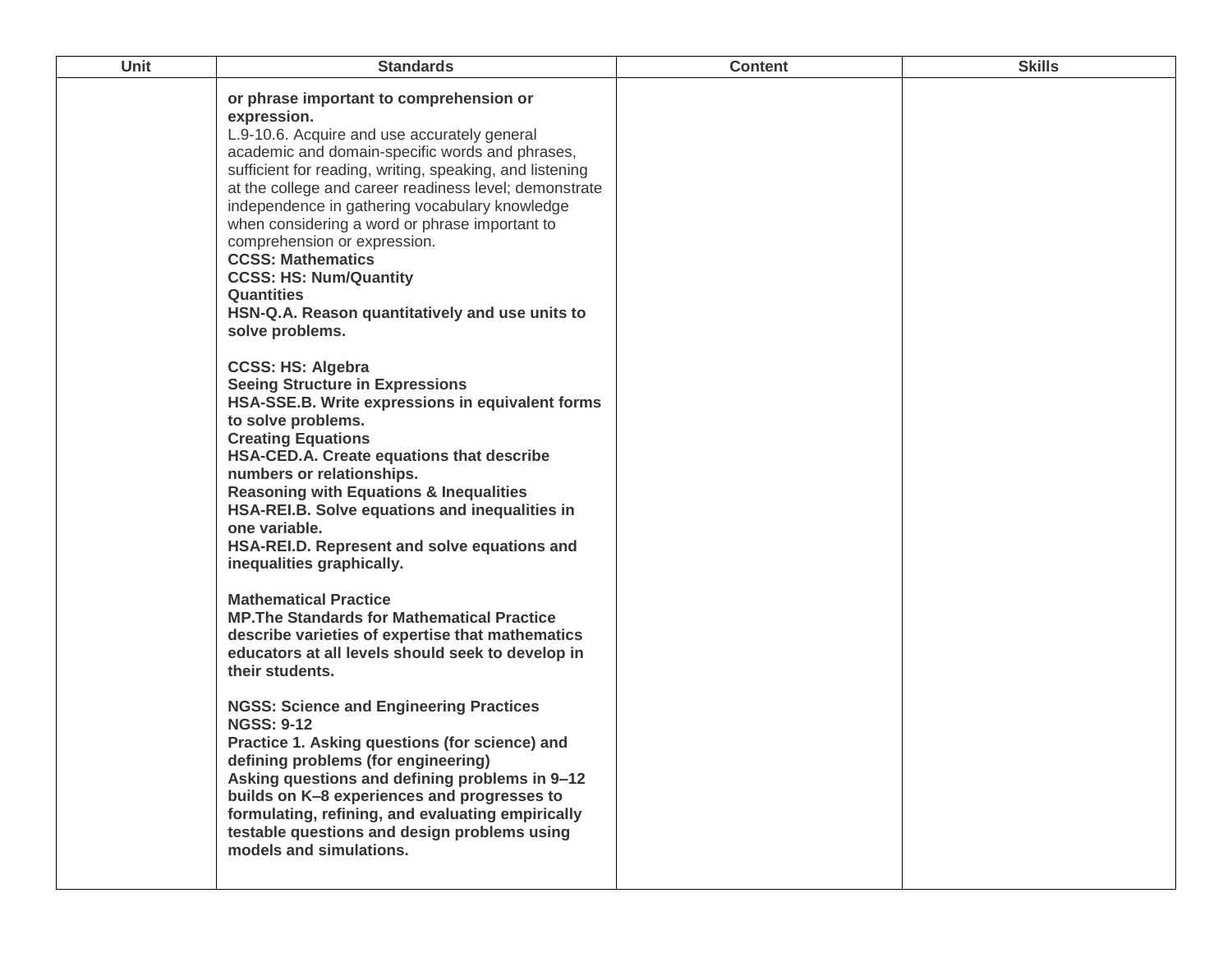| Unit | Standards | Content | Skills |
|---|---|---|---|
| | **or phrase important to comprehension or expression.**<br>L.9-10.6. Acquire and use accurately general academic and domain-specific words and phrases, sufficient for reading, writing, speaking, and listening at the college and career readiness level; demonstrate independence in gathering vocabulary knowledge when considering a word or phrase important to comprehension or expression.<br>**CCSS: Mathematics**<br>**CCSS: HS: Num/Quantity**<br>**Quantities**<br>**HSN-Q.A. Reason quantitatively and use units to solve problems.**<br><br>**CCSS: HS: Algebra**<br>**Seeing Structure in Expressions**<br>**HSA-SSE.B. Write expressions in equivalent forms to solve problems.**<br>**Creating Equations**<br>**HSA-CED.A. Create equations that describe numbers or relationships.**<br>**Reasoning with Equations & Inequalities**<br>**HSA-REI.B. Solve equations and inequalities in one variable.**<br>**HSA-REI.D. Represent and solve equations and inequalities graphically.**<br><br>**Mathematical Practice**<br>**MP.The Standards for Mathematical Practice describe varieties of expertise that mathematics educators at all levels should seek to develop in their students.**<br><br>**NGSS: Science and Engineering Practices**<br>**NGSS: 9-12**<br>**Practice 1. Asking questions (for science) and defining problems (for engineering)**<br>**Asking questions and defining problems in 9–12 builds on K–8 experiences and progresses to formulating, refining, and evaluating empirically testable questions and design problems using models and simulations.** | | |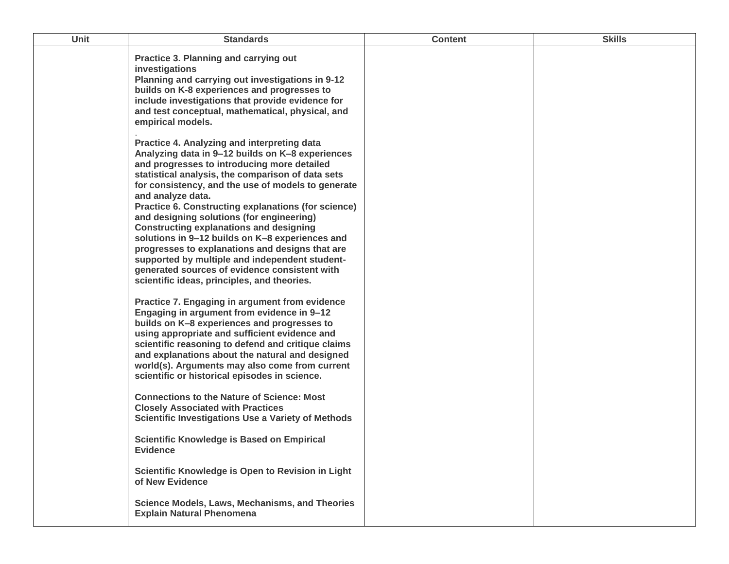| Unit | Standards | Content | Skills |
|---|---|---|---|
| | **Practice 3. Planning and carrying out investigations**<br>**Planning and carrying out investigations in 9-12 builds on K-8 experiences and progresses to include investigations that provide evidence for and test conceptual, mathematical, physical, and empirical models.**<br>.<br>**Practice 4. Analyzing and interpreting data**<br>**Analyzing data in 9–12 builds on K–8 experiences and progresses to introducing more detailed statistical analysis, the comparison of data sets for consistency, and the use of models to generate and analyze data.**<br>**Practice 6. Constructing explanations (for science) and designing solutions (for engineering)**<br>**Constructing explanations and designing solutions in 9–12 builds on K–8 experiences and progresses to explanations and designs that are supported by multiple and independent student-generated sources of evidence consistent with scientific ideas, principles, and theories.**<br><br>**Practice 7. Engaging in argument from evidence**<br>**Engaging in argument from evidence in 9–12 builds on K–8 experiences and progresses to using appropriate and sufficient evidence and scientific reasoning to defend and critique claims and explanations about the natural and designed world(s). Arguments may also come from current scientific or historical episodes in science.**<br><br>**Connections to the Nature of Science: Most Closely Associated with Practices**<br>**Scientific Investigations Use a Variety of Methods**<br><br>**Scientific Knowledge is Based on Empirical Evidence**<br><br>**Scientific Knowledge is Open to Revision in Light of New Evidence**<br><br>**Science Models, Laws, Mechanisms, and Theories Explain Natural Phenomena** | | |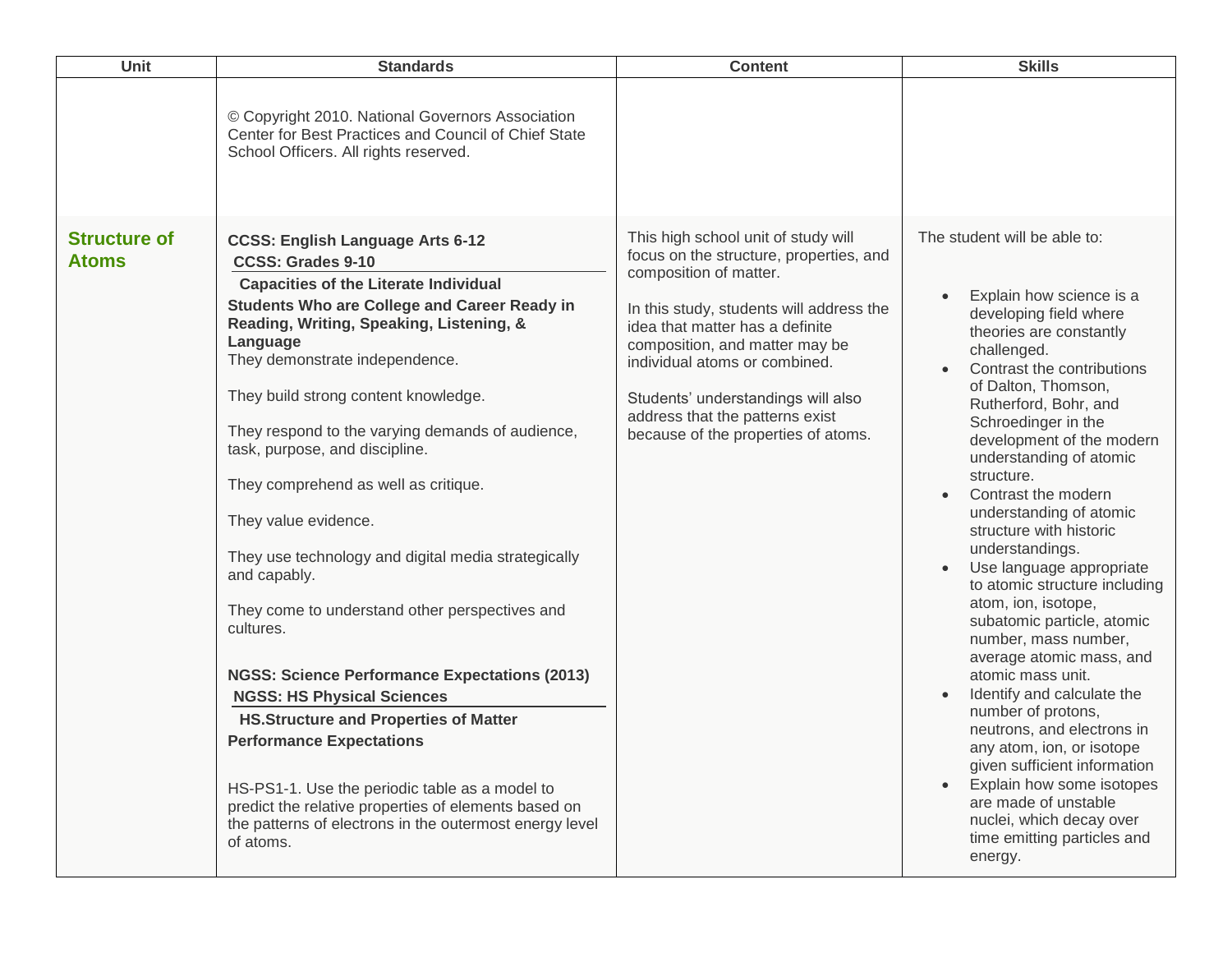| Unit | Standards | Content | Skills |
|---|---|---|---|
| | © Copyright 2010. National Governors Association Center for Best Practices and Council of Chief State School Officers. All rights reserved. | | |
| **Structure of Atoms** | **CCSS: English Language Arts 6-12**<br>**CCSS: Grades 9-10**<br>**Capacities of the Literate Individual**<br>**Students Who are College and Career Ready in Reading, Writing, Speaking, Listening, & Language**<br>They demonstrate independence.<br><br>They build strong content knowledge.<br><br>They respond to the varying demands of audience, task, purpose, and discipline.<br><br>They comprehend as well as critique.<br><br>They value evidence.<br><br>They use technology and digital media strategically and capably.<br><br>They come to understand other perspectives and cultures.<br><br>**NGSS: Science Performance Expectations (2013)**<br>**NGSS: HS Physical Sciences**<br>**HS.Structure and Properties of Matter**<br>**Performance Expectations**<br><br>HS-PS1-1. Use the periodic table as a model to predict the relative properties of elements based on the patterns of electrons in the outermost energy level of atoms. | This high school unit of study will focus on the structure, properties, and composition of matter.<br><br>In this study, students will address the idea that matter has a definite composition, and matter may be individual atoms or combined.<br><br>Students' understandings will also address that the patterns exist because of the properties of atoms. | The student will be able to:<br><br>• Explain how science is a developing field where theories are constantly challenged.<br>• Contrast the contributions of Dalton, Thomson, Rutherford, Bohr, and Schroedinger in the development of the modern understanding of atomic structure.<br>• Contrast the modern understanding of atomic structure with historic understandings.<br>• Use language appropriate to atomic structure including atom, ion, isotope, subatomic particle, atomic number, mass number, average atomic mass, and atomic mass unit.<br>• Identify and calculate the number of protons, neutrons, and electrons in any atom, ion, or isotope given sufficient information<br>• Explain how some isotopes are made of unstable nuclei, which decay over time emitting particles and energy. |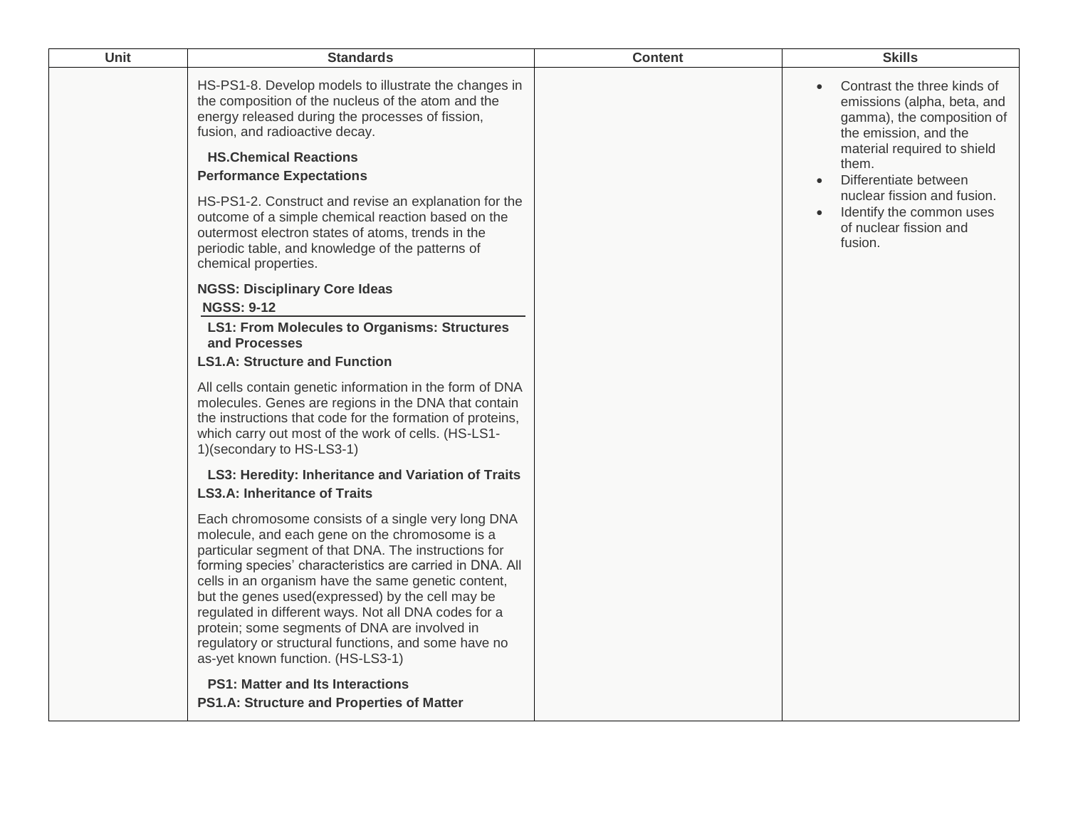| Unit | Standards | Content | Skills |
| --- | --- | --- | --- |
| | HS-PS1-8. Develop models to illustrate the changes in the composition of the nucleus of the atom and the energy released during the processes of fission, fusion, and radioactive decay.<br><br>**HS.Chemical Reactions**<br>**Performance Expectations**<br><br>HS-PS1-2. Construct and revise an explanation for the outcome of a simple chemical reaction based on the outermost electron states of atoms, trends in the periodic table, and knowledge of the patterns of chemical properties.<br><br>**NGSS: Disciplinary Core Ideas**<br>**NGSS: 9-12**<br>**LS1: From Molecules to Organisms: Structures and Processes**<br>**LS1.A: Structure and Function**<br><br>All cells contain genetic information in the form of DNA molecules. Genes are regions in the DNA that contain the instructions that code for the formation of proteins, which carry out most of the work of cells. (HS-LS1-1)(secondary to HS-LS3-1)<br><br>**LS3: Heredity: Inheritance and Variation of Traits**<br>**LS3.A: Inheritance of Traits**<br><br>Each chromosome consists of a single very long DNA molecule, and each gene on the chromosome is a particular segment of that DNA. The instructions for forming species' characteristics are carried in DNA. All cells in an organism have the same genetic content, but the genes used(expressed) by the cell may be regulated in different ways. Not all DNA codes for a protein; some segments of DNA are involved in regulatory or structural functions, and some have no as-yet known function. (HS-LS3-1)<br><br>**PS1: Matter and Its Interactions**<br>**PS1.A: Structure and Properties of Matter** | | • Contrast the three kinds of emissions (alpha, beta, and gamma), the composition of the emission, and the material required to shield them.<br>• Differentiate between nuclear fission and fusion.<br>• Identify the common uses of nuclear fission and fusion. |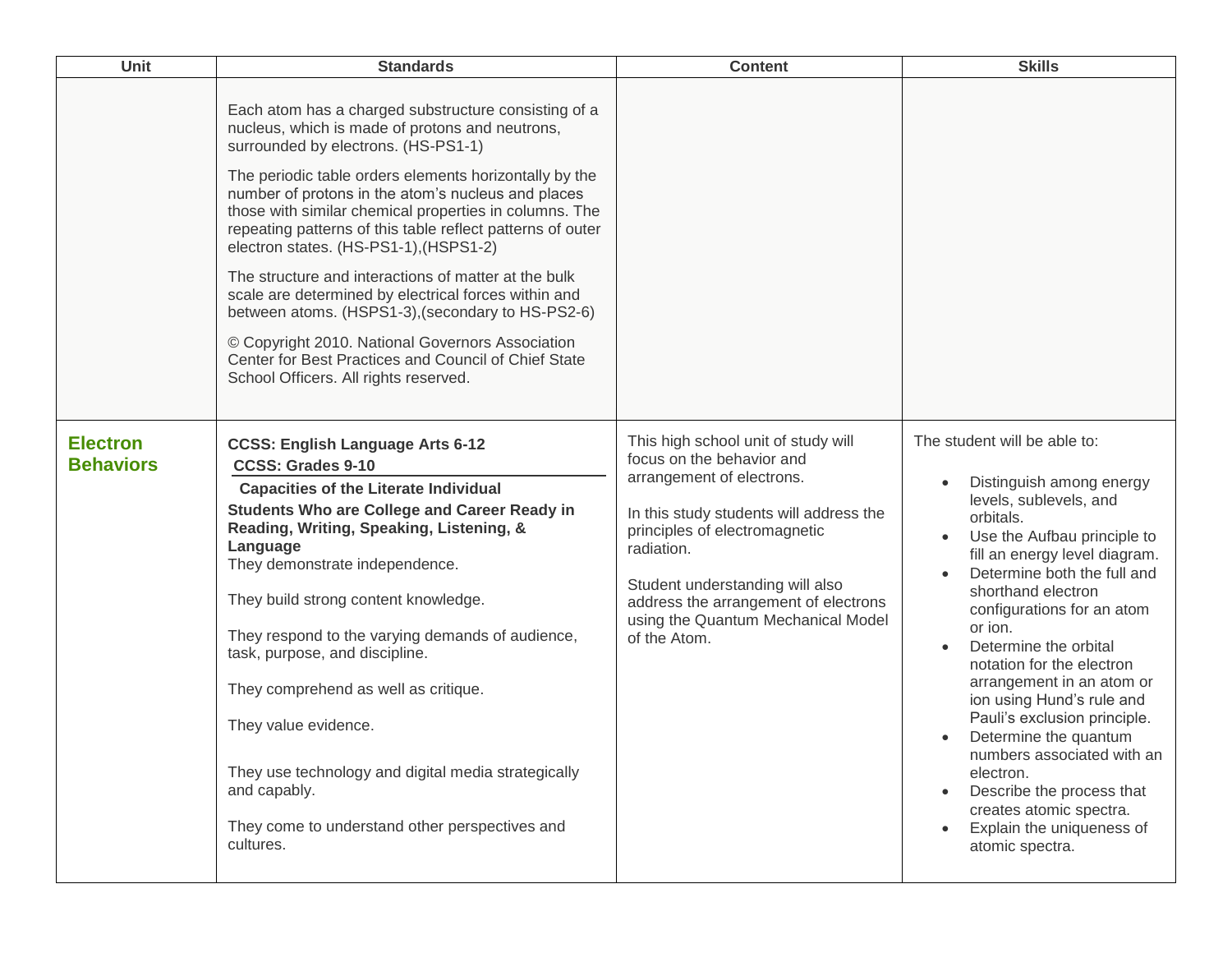| Unit | Standards | Content | Skills |
|---|---|---|---|
| | Each atom has a charged substructure consisting of a nucleus, which is made of protons and neutrons, surrounded by electrons. (HS-PS1-1)<br><br>The periodic table orders elements horizontally by the number of protons in the atom's nucleus and places those with similar chemical properties in columns. The repeating patterns of this table reflect patterns of outer electron states. (HS-PS1-1),(HSPS1-2)<br><br>The structure and interactions of matter at the bulk scale are determined by electrical forces within and between atoms. (HSPS1-3),(secondary to HS-PS2-6)<br><br>© Copyright 2010. National Governors Association Center for Best Practices and Council of Chief State School Officers. All rights reserved. | | |
| **Electron Behaviors** | **CCSS: English Language Arts 6-12**<br>**CCSS: Grades 9-10**<br>**Capacities of the Literate Individual**<br>**Students Who are College and Career Ready in Reading, Writing, Speaking, Listening, & Language**<br>They demonstrate independence.<br><br>They build strong content knowledge.<br><br>They respond to the varying demands of audience, task, purpose, and discipline.<br><br>They comprehend as well as critique.<br><br>They value evidence.<br><br>They use technology and digital media strategically and capably.<br><br>They come to understand other perspectives and cultures. | This high school unit of study will focus on the behavior and arrangement of electrons.<br><br>In this study students will address the principles of electromagnetic radiation.<br><br>Student understanding will also address the arrangement of electrons using the Quantum Mechanical Model of the Atom. | The student will be able to:<br><br>• Distinguish among energy levels, sublevels, and orbitals.<br>• Use the Aufbau principle to fill an energy level diagram.<br>• Determine both the full and shorthand electron configurations for an atom or ion.<br>• Determine the orbital notation for the electron arrangement in an atom or ion using Hund's rule and Pauli's exclusion principle.<br>• Determine the quantum numbers associated with an electron.<br>• Describe the process that creates atomic spectra.<br>• Explain the uniqueness of atomic spectra. |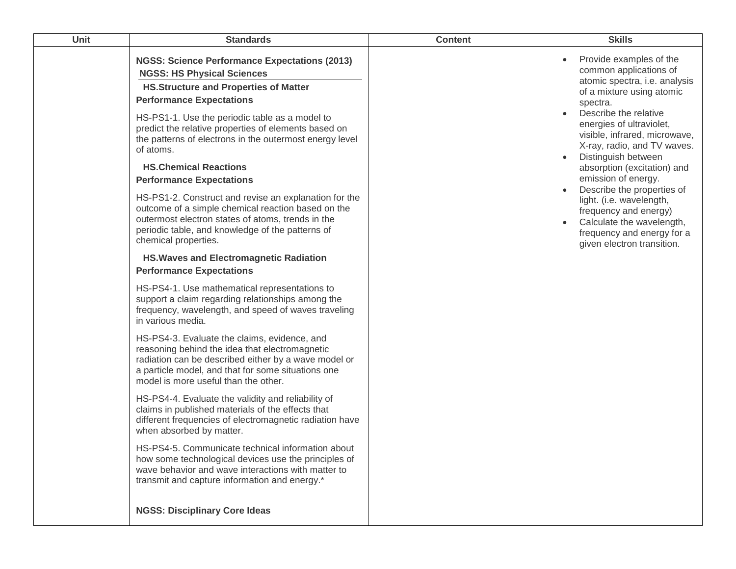| Unit | Standards | Content | Skills |
|---|---|---|---|
| | **NGSS: Science Performance Expectations (2013)**<br>**NGSS: HS Physical Sciences**<br>**HS.Structure and Properties of Matter**<br>**Performance Expectations**<br>HS-PS1-1. Use the periodic table as a model to predict the relative properties of elements based on the patterns of electrons in the outermost energy level of atoms.<br>**HS.Chemical Reactions**<br>**Performance Expectations**<br>HS-PS1-2. Construct and revise an explanation for the outcome of a simple chemical reaction based on the outermost electron states of atoms, trends in the periodic table, and knowledge of the patterns of chemical properties.<br>**HS.Waves and Electromagnetic Radiation**<br>**Performance Expectations**<br>HS-PS4-1. Use mathematical representations to support a claim regarding relationships among the frequency, wavelength, and speed of waves traveling in various media.<br>HS-PS4-3. Evaluate the claims, evidence, and reasoning behind the idea that electromagnetic radiation can be described either by a wave model or a particle model, and that for some situations one model is more useful than the other.<br>HS-PS4-4. Evaluate the validity and reliability of claims in published materials of the effects that different frequencies of electromagnetic radiation have when absorbed by matter.<br>HS-PS4-5. Communicate technical information about how some technological devices use the principles of wave behavior and wave interactions with matter to transmit and capture information and energy.*<br>**NGSS: Disciplinary Core Ideas** | | • Provide examples of the common applications of atomic spectra, i.e. analysis of a mixture using atomic spectra.<br>• Describe the relative energies of ultraviolet, visible, infrared, microwave, X-ray, radio, and TV waves.<br>• Distinguish between absorption (excitation) and emission of energy.<br>• Describe the properties of light. (i.e. wavelength, frequency and energy)<br>• Calculate the wavelength, frequency and energy for a given electron transition. |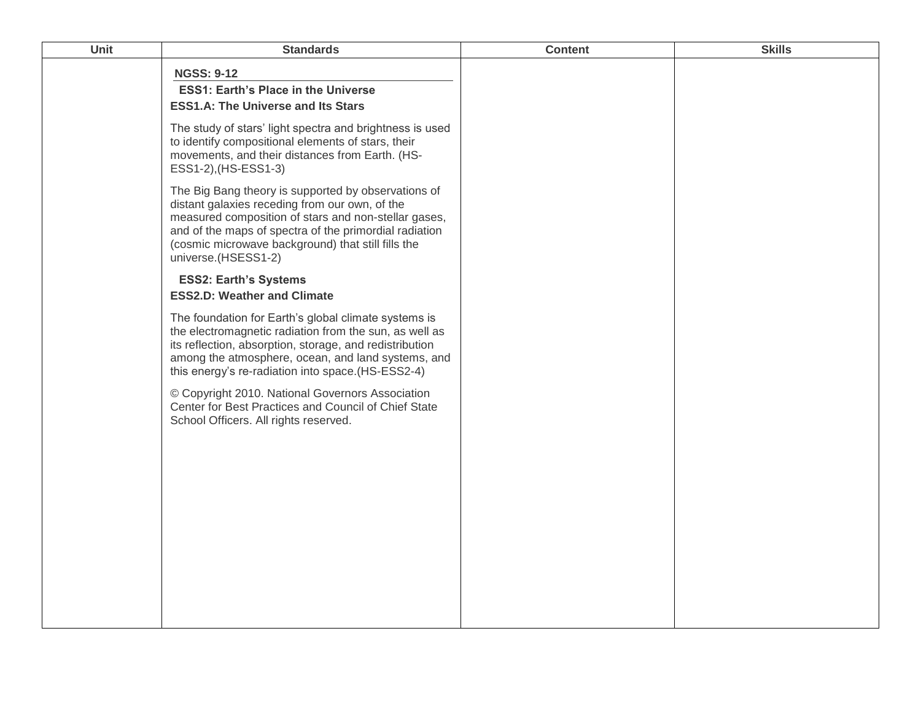| Unit | Standards | Content | Skills |
| --- | --- | --- | --- |
| | **NGSS: 9-12**<br>**ESS1: Earth's Place in the Universe**<br>**ESS1.A: The Universe and Its Stars**<br><br>The study of stars' light spectra and brightness is used to identify compositional elements of stars, their movements, and their distances from Earth. (HS-ESS1-2),(HS-ESS1-3)<br><br>The Big Bang theory is supported by observations of distant galaxies receding from our own, of the measured composition of stars and non-stellar gases, and of the maps of spectra of the primordial radiation (cosmic microwave background) that still fills the universe.(HSESS1-2)<br><br>**ESS2: Earth's Systems**<br>**ESS2.D: Weather and Climate**<br><br>The foundation for Earth's global climate systems is the electromagnetic radiation from the sun, as well as its reflection, absorption, storage, and redistribution among the atmosphere, ocean, and land systems, and this energy's re-radiation into space.(HS-ESS2-4)<br><br>© Copyright 2010. National Governors Association Center for Best Practices and Council of Chief State School Officers. All rights reserved. | | |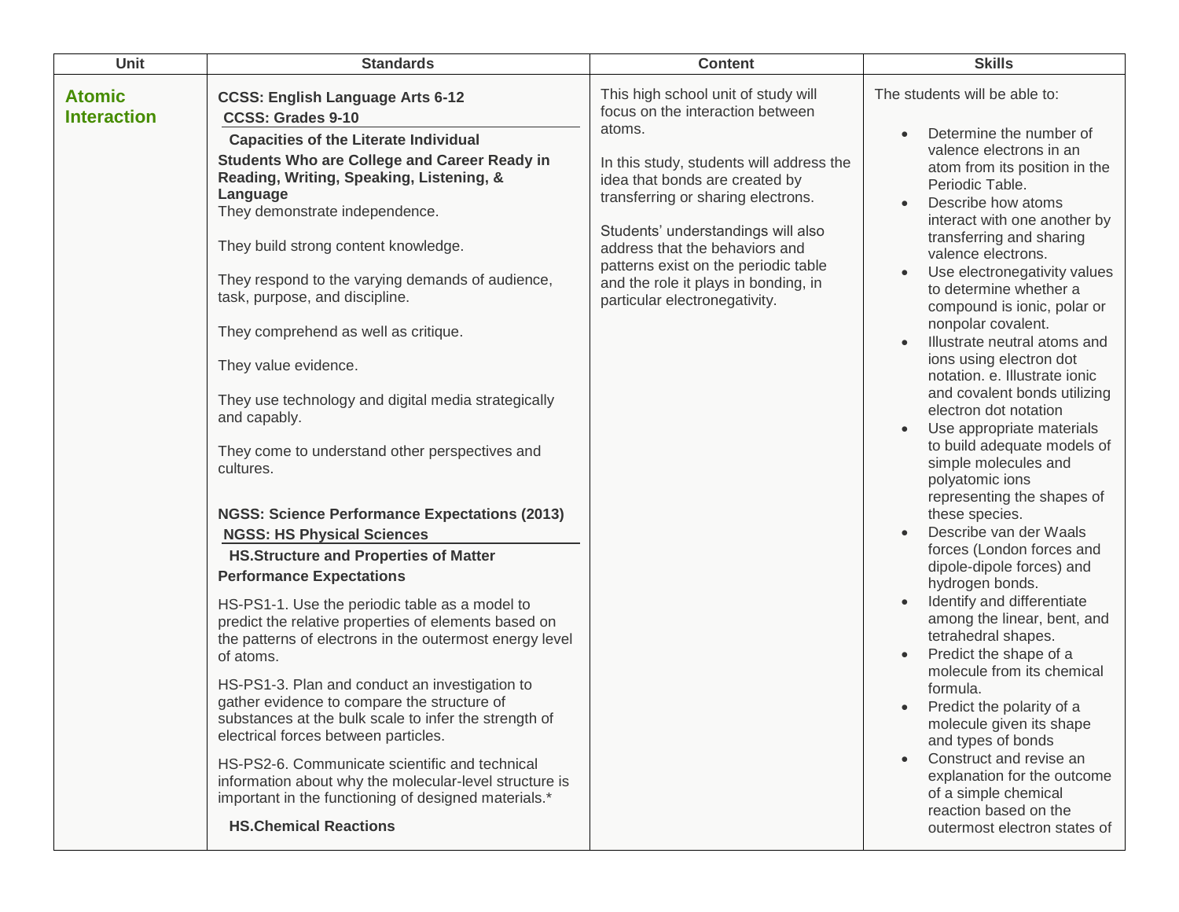| Unit | Standards | Content | Skills |
| --- | --- | --- | --- |
| **Atomic Interaction** | **CCSS: English Language Arts 6-12**<br>**CCSS: Grades 9-10**<br>**Capacities of the Literate Individual**<br>**Students Who are College and Career Ready in Reading, Writing, Speaking, Listening, & Language**<br>They demonstrate independence.<br><br>They build strong content knowledge.<br><br>They respond to the varying demands of audience, task, purpose, and discipline.<br><br>They comprehend as well as critique.<br><br>They value evidence.<br><br>They use technology and digital media strategically and capably.<br><br>They come to understand other perspectives and cultures.<br><br>**NGSS: Science Performance Expectations (2013)**<br>**NGSS: HS Physical Sciences**<br>**HS.Structure and Properties of Matter**<br>**Performance Expectations**<br>HS-PS1-1. Use the periodic table as a model to predict the relative properties of elements based on the patterns of electrons in the outermost energy level of atoms.<br><br>HS-PS1-3. Plan and conduct an investigation to gather evidence to compare the structure of substances at the bulk scale to infer the strength of electrical forces between particles.<br><br>HS-PS2-6. Communicate scientific and technical information about why the molecular-level structure is important in the functioning of designed materials.*<br><br>**HS.Chemical Reactions** | This high school unit of study will focus on the interaction between atoms.<br><br>In this study, students will address the idea that bonds are created by transferring or sharing electrons.<br><br>Students' understandings will also address that the behaviors and patterns exist on the periodic table and the role it plays in bonding, in particular electronegativity. | The students will be able to:<br><br>• Determine the number of valence electrons in an atom from its position in the Periodic Table.<br>• Describe how atoms interact with one another by transferring and sharing valence electrons.<br>• Use electronegativity values to determine whether a compound is ionic, polar or nonpolar covalent.<br>• Illustrate neutral atoms and ions using electron dot notation. e. Illustrate ionic and covalent bonds utilizing electron dot notation<br>• Use appropriate materials to build adequate models of simple molecules and polyatomic ions representing the shapes of these species.<br>• Describe van der Waals forces (London forces and dipole-dipole forces) and hydrogen bonds.<br>• Identify and differentiate among the linear, bent, and tetrahedral shapes.<br>• Predict the shape of a molecule from its chemical formula.<br>• Predict the polarity of a molecule given its shape and types of bonds<br>• Construct and revise an explanation for the outcome of a simple chemical reaction based on the outermost electron states of |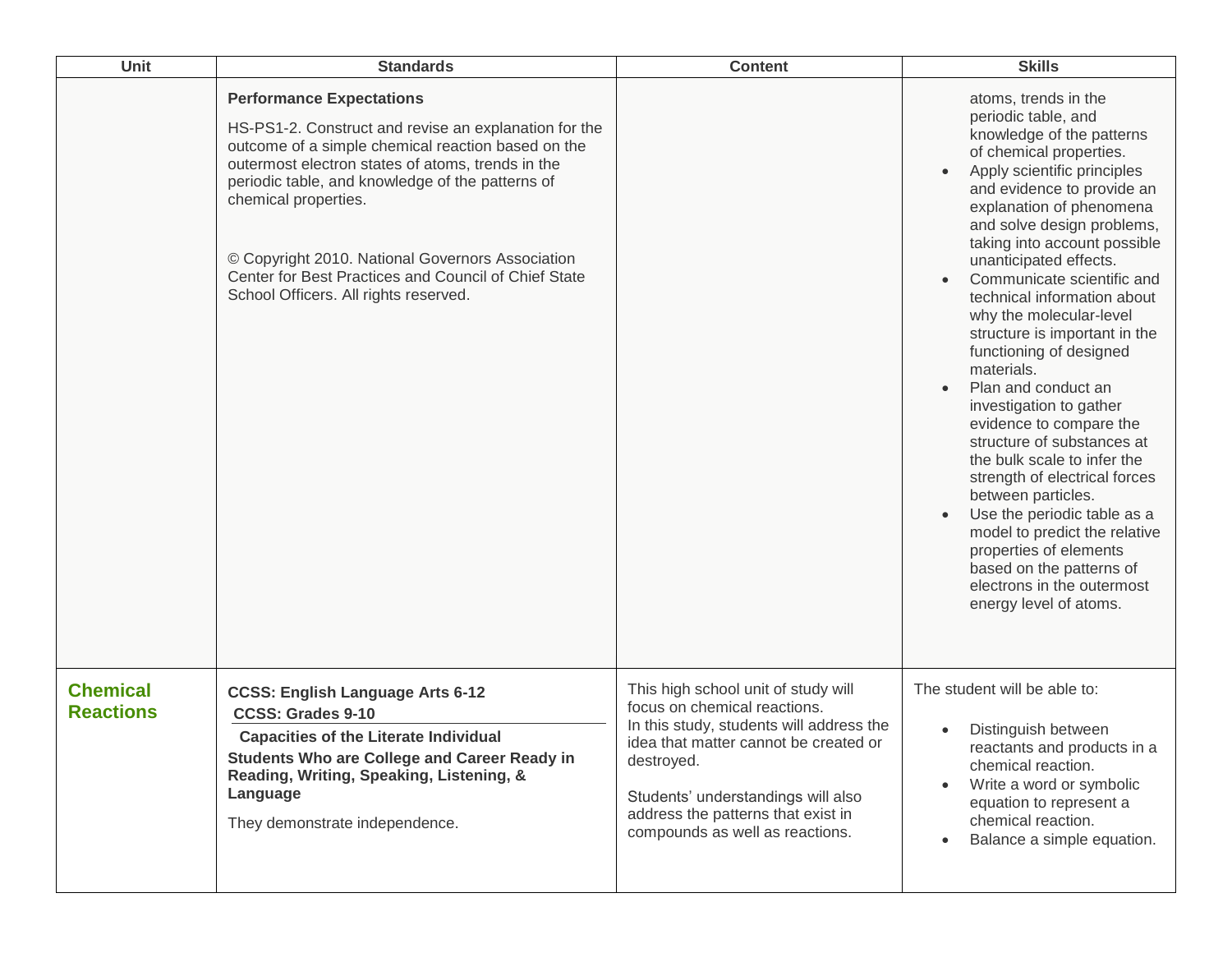| Unit | Standards | Content | Skills |
|---|---|---|---|
| | **Performance Expectations**<br><br>HS-PS1-2. Construct and revise an explanation for the outcome of a simple chemical reaction based on the outermost electron states of atoms, trends in the periodic table, and knowledge of the patterns of chemical properties.<br><br>© Copyright 2010. National Governors Association Center for Best Practices and Council of Chief State School Officers. All rights reserved. | | atoms, trends in the periodic table, and knowledge of the patterns of chemical properties.<br>• Apply scientific principles and evidence to provide an explanation of phenomena and solve design problems, taking into account possible unanticipated effects.<br>• Communicate scientific and technical information about why the molecular-level structure is important in the functioning of designed materials.<br>• Plan and conduct an investigation to gather evidence to compare the structure of substances at the bulk scale to infer the strength of electrical forces between particles.<br>• Use the periodic table as a model to predict the relative properties of elements based on the patterns of electrons in the outermost energy level of atoms. |
| **Chemical Reactions** | **CCSS: English Language Arts 6-12**<br>**CCSS: Grades 9-10**<br>**Capacities of the Literate Individual**<br>**Students Who are College and Career Ready in Reading, Writing, Speaking, Listening, & Language**<br><br>They demonstrate independence. | This high school unit of study will focus on chemical reactions.<br>In this study, students will address the idea that matter cannot be created or destroyed.<br><br>Students' understandings will also address the patterns that exist in compounds as well as reactions. | The student will be able to:<br><br>• Distinguish between reactants and products in a chemical reaction.<br>• Write a word or symbolic equation to represent a chemical reaction.<br>• Balance a simple equation. |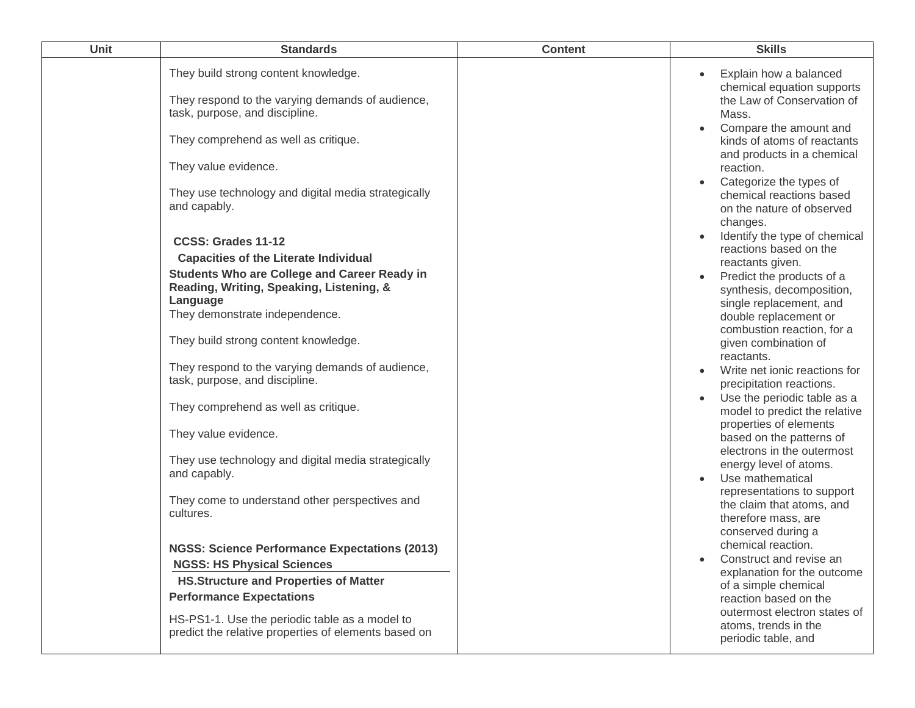| Unit | Standards | Content | Skills |
| --- | --- | --- | --- |
| | They build strong content knowledge.<br><br>They respond to the varying demands of audience, task, purpose, and discipline.<br><br>They comprehend as well as critique.<br><br>They value evidence.<br><br>They use technology and digital media strategically and capably.<br><br>**CCSS: Grades 11-12**<br>**Capacities of the Literate Individual**<br>**Students Who are College and Career Ready in Reading, Writing, Speaking, Listening, & Language**<br>They demonstrate independence.<br><br>They build strong content knowledge.<br><br>They respond to the varying demands of audience, task, purpose, and discipline.<br><br>They comprehend as well as critique.<br><br>They value evidence.<br><br>They use technology and digital media strategically and capably.<br><br>They come to understand other perspectives and cultures.<br><br>**NGSS: Science Performance Expectations (2013)**<br>**NGSS: HS Physical Sciences**<br>**HS.Structure and Properties of Matter**<br>**Performance Expectations**<br><br>HS-PS1-1. Use the periodic table as a model to predict the relative properties of elements based on | | • Explain how a balanced chemical equation supports the Law of Conservation of Mass.<br>• Compare the amount and kinds of atoms of reactants and products in a chemical reaction.<br>• Categorize the types of chemical reactions based on the nature of observed changes.<br>• Identify the type of chemical reactions based on the reactants given.<br>• Predict the products of a synthesis, decomposition, single replacement, and double replacement or combustion reaction, for a given combination of reactants.<br>• Write net ionic reactions for precipitation reactions.<br>• Use the periodic table as a model to predict the relative properties of elements based on the patterns of electrons in the outermost energy level of atoms.<br>• Use mathematical representations to support the claim that atoms, and therefore mass, are conserved during a chemical reaction.<br>• Construct and revise an explanation for the outcome of a simple chemical reaction based on the outermost electron states of atoms, trends in the periodic table, and |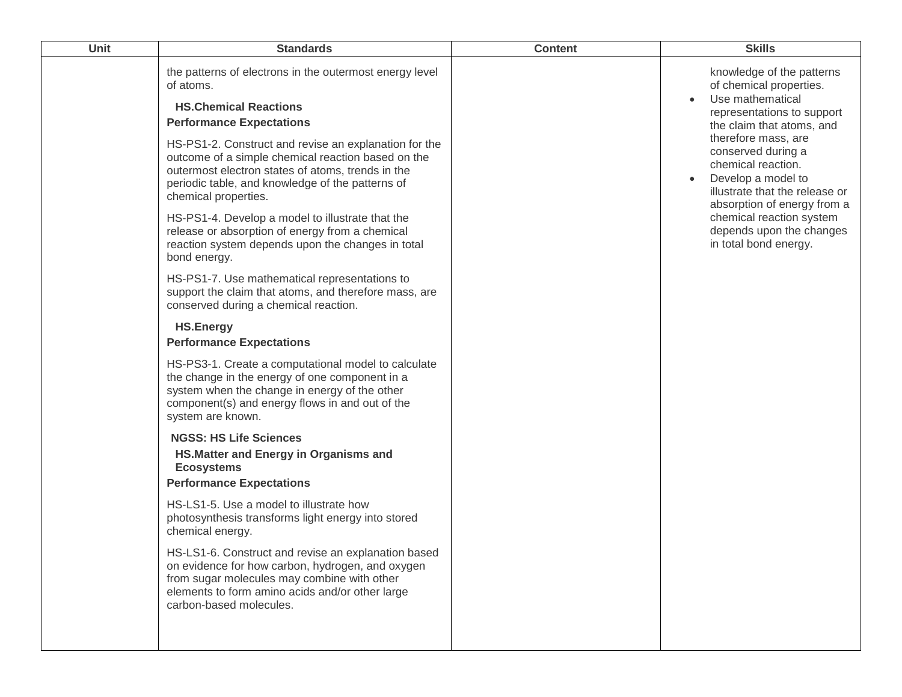| Unit | Standards | Content | Skills |
|---|---|---|---|
| | the patterns of electrons in the outermost energy level of atoms.<br><br>**HS.Chemical Reactions**<br>**Performance Expectations**<br><br>HS-PS1-2. Construct and revise an explanation for the outcome of a simple chemical reaction based on the outermost electron states of atoms, trends in the periodic table, and knowledge of the patterns of chemical properties.<br><br>HS-PS1-4. Develop a model to illustrate that the release or absorption of energy from a chemical reaction system depends upon the changes in total bond energy.<br><br>HS-PS1-7. Use mathematical representations to support the claim that atoms, and therefore mass, are conserved during a chemical reaction.<br><br>**HS.Energy**<br>**Performance Expectations**<br><br>HS-PS3-1. Create a computational model to calculate the change in the energy of one component in a system when the change in energy of the other component(s) and energy flows in and out of the system are known.<br><br>**NGSS: HS Life Sciences**<br>**HS.Matter and Energy in Organisms and Ecosystems**<br>**Performance Expectations**<br><br>HS-LS1-5. Use a model to illustrate how photosynthesis transforms light energy into stored chemical energy.<br><br>HS-LS1-6. Construct and revise an explanation based on evidence for how carbon, hydrogen, and oxygen from sugar molecules may combine with other elements to form amino acids and/or other large carbon-based molecules. | | knowledge of the patterns of chemical properties.<br>• Use mathematical representations to support the claim that atoms, and therefore mass, are conserved during a chemical reaction.<br>• Develop a model to illustrate that the release or absorption of energy from a chemical reaction system depends upon the changes in total bond energy. |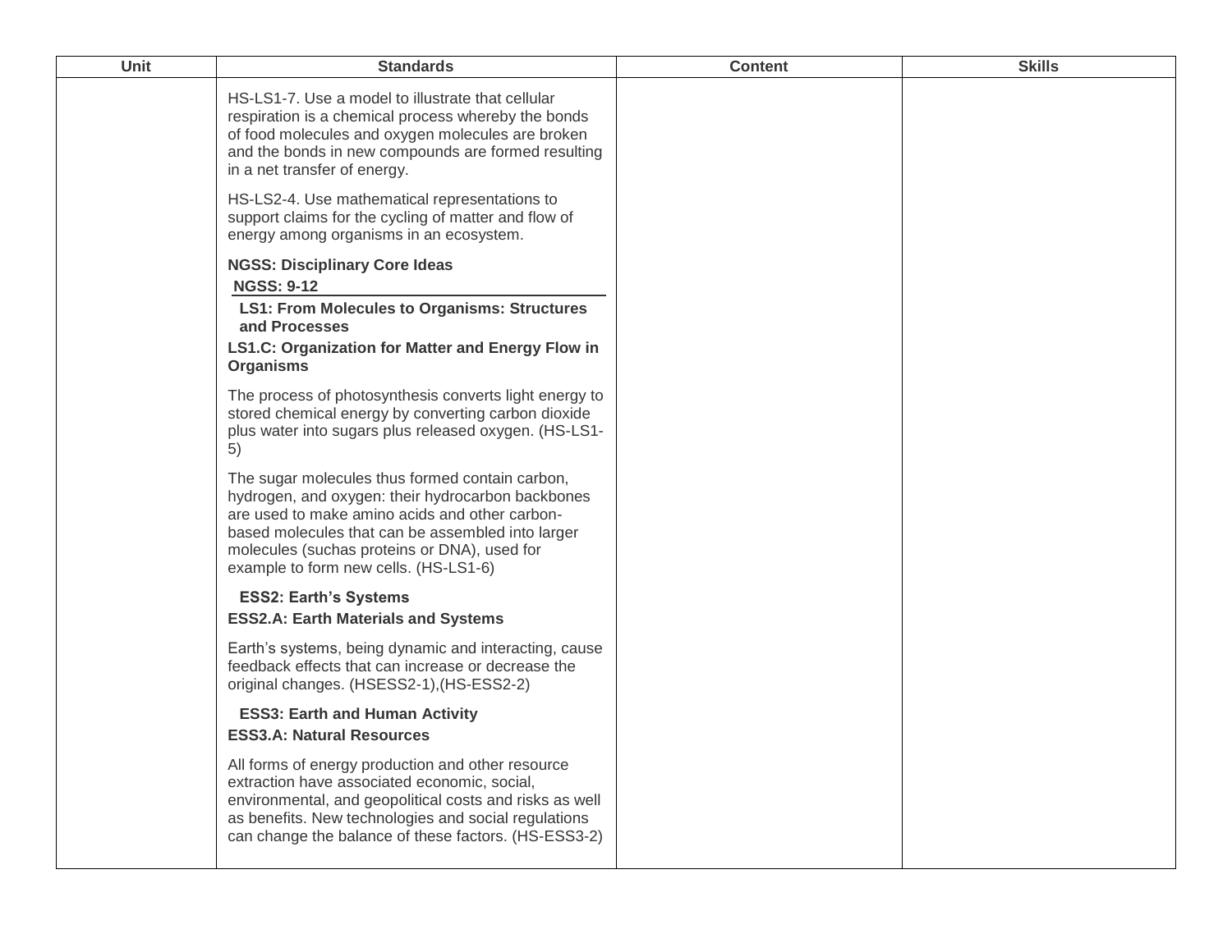| Unit | Standards | Content | Skills |
|---|---|---|---|
| | HS-LS1-7. Use a model to illustrate that cellular respiration is a chemical process whereby the bonds of food molecules and oxygen molecules are broken and the bonds in new compounds are formed resulting in a net transfer of energy.<br><br>HS-LS2-4. Use mathematical representations to support claims for the cycling of matter and flow of energy among organisms in an ecosystem.<br><br>**NGSS: Disciplinary Core Ideas**<br>**NGSS: 9-12**<br>**LS1: From Molecules to Organisms: Structures and Processes**<br>**LS1.C: Organization for Matter and Energy Flow in Organisms**<br><br>The process of photosynthesis converts light energy to stored chemical energy by converting carbon dioxide plus water into sugars plus released oxygen. (HS-LS1-5)<br><br>The sugar molecules thus formed contain carbon, hydrogen, and oxygen: their hydrocarbon backbones are used to make amino acids and other carbon-based molecules that can be assembled into larger molecules (suchas proteins or DNA), used for example to form new cells. (HS-LS1-6)<br><br>**ESS2: Earth's Systems**<br>**ESS2.A: Earth Materials and Systems**<br><br>Earth's systems, being dynamic and interacting, cause feedback effects that can increase or decrease the original changes. (HSESS2-1),(HS-ESS2-2)<br><br>**ESS3: Earth and Human Activity**<br>**ESS3.A: Natural Resources**<br><br>All forms of energy production and other resource extraction have associated economic, social, environmental, and geopolitical costs and risks as well as benefits. New technologies and social regulations can change the balance of these factors. (HS-ESS3-2) | | |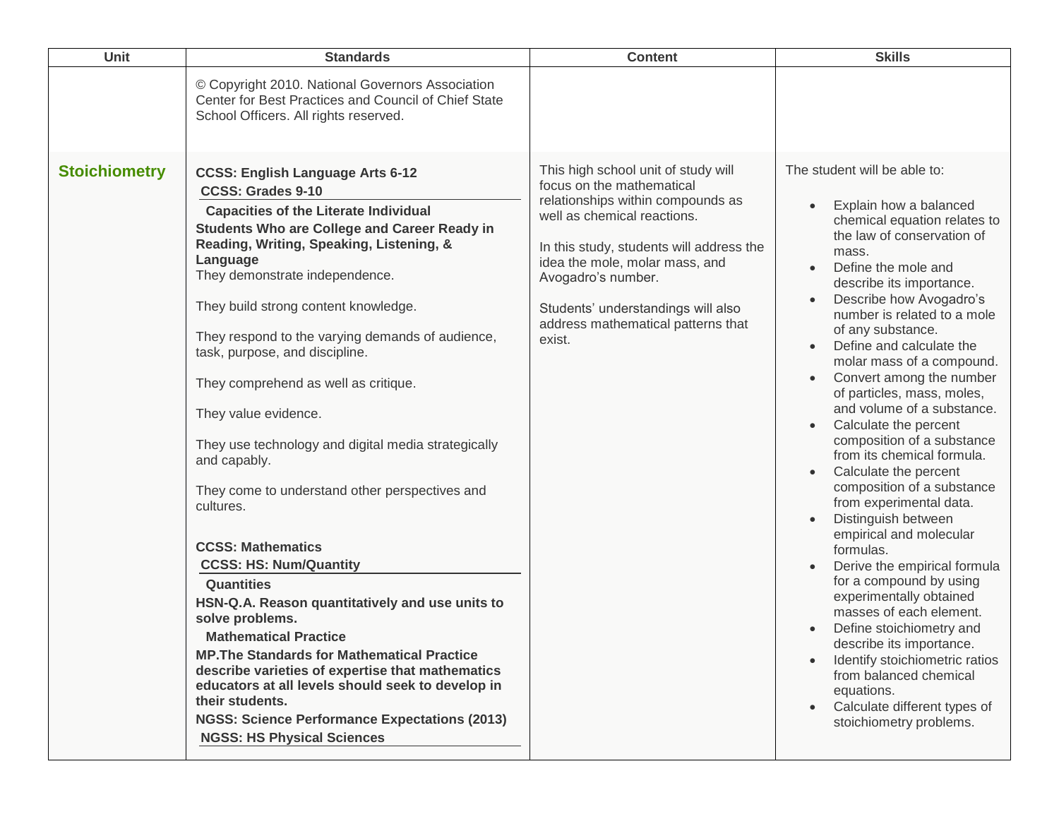| Unit | Standards | Content | Skills |
|---|---|---|---|
| | © Copyright 2010. National Governors Association Center for Best Practices and Council of Chief State School Officers. All rights reserved. | | |
| **Stoichiometry** | **CCSS: English Language Arts 6-12**<br>**CCSS: Grades 9-10**<br>**Capacities of the Literate Individual**<br>**Students Who are College and Career Ready in Reading, Writing, Speaking, Listening, & Language**<br>They demonstrate independence.<br><br>They build strong content knowledge.<br><br>They respond to the varying demands of audience, task, purpose, and discipline.<br><br>They comprehend as well as critique.<br><br>They value evidence.<br><br>They use technology and digital media strategically and capably.<br><br>They come to understand other perspectives and cultures.<br><br>**CCSS: Mathematics**<br>**CCSS: HS: Num/Quantity**<br>**Quantities**<br>**HSN-Q.A. Reason quantitatively and use units to solve problems.**<br>**Mathematical Practice**<br>**MP.The Standards for Mathematical Practice describe varieties of expertise that mathematics educators at all levels should seek to develop in their students.**<br>**NGSS: Science Performance Expectations (2013)**<br>**NGSS: HS Physical Sciences** | This high school unit of study will focus on the mathematical relationships within compounds as well as chemical reactions.<br><br>In this study, students will address the idea the mole, molar mass, and Avogadro's number.<br><br>Students' understandings will also address mathematical patterns that exist. | The student will be able to:<br><br>• Explain how a balanced chemical equation relates to the law of conservation of mass.<br>• Define the mole and describe its importance.<br>• Describe how Avogadro's number is related to a mole of any substance.<br>• Define and calculate the molar mass of a compound.<br>• Convert among the number of particles, mass, moles, and volume of a substance.<br>• Calculate the percent composition of a substance from its chemical formula.<br>• Calculate the percent composition of a substance from experimental data.<br>• Distinguish between empirical and molecular formulas.<br>• Derive the empirical formula for a compound by using experimentally obtained masses of each element.<br>• Define stoichiometry and describe its importance.<br>• Identify stoichiometric ratios from balanced chemical equations.<br>• Calculate different types of stoichiometry problems. |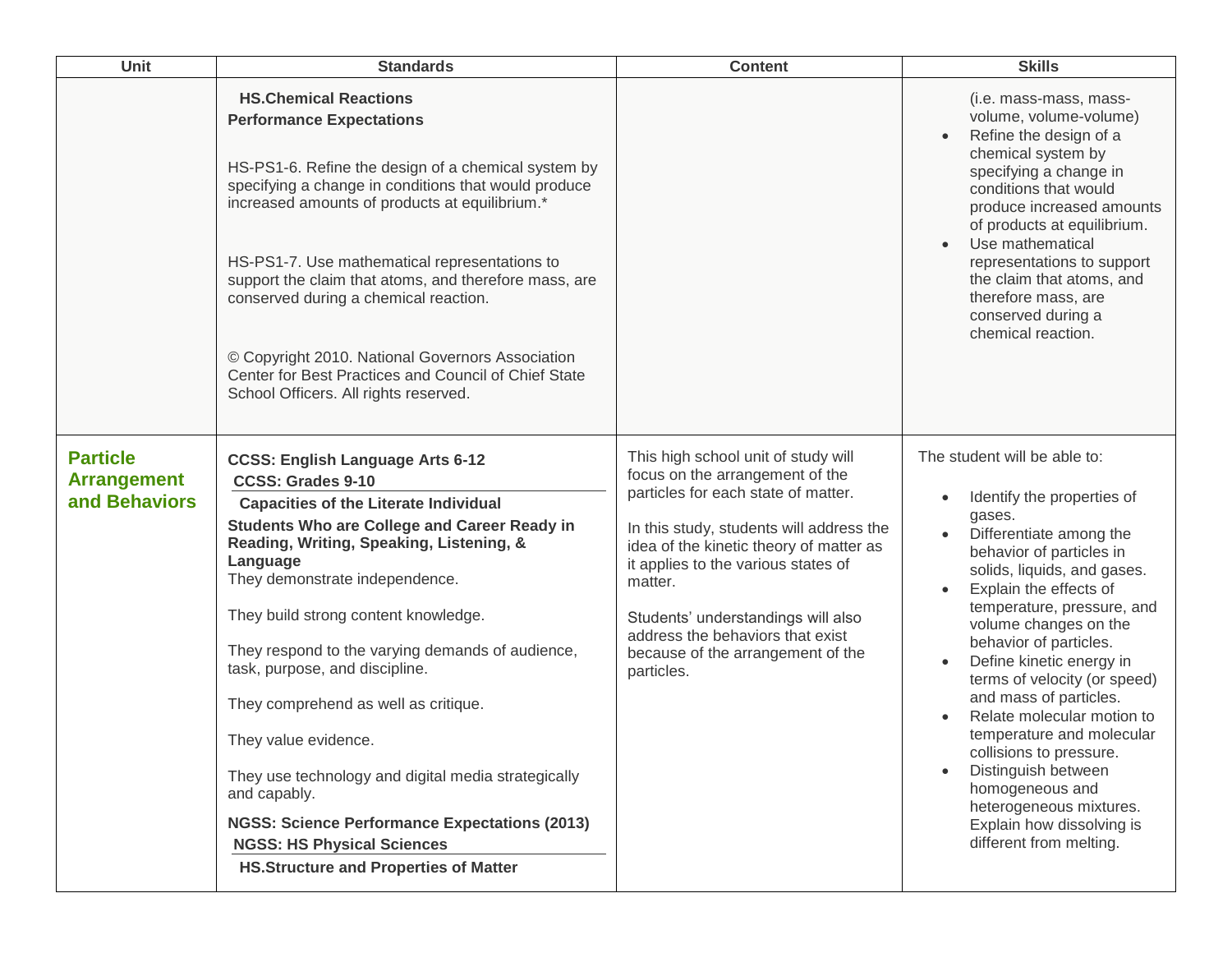| Unit | Standards | Content | Skills |
| --- | --- | --- | --- |
| | **HS.Chemical Reactions**<br>**Performance Expectations**<br><br>HS-PS1-6. Refine the design of a chemical system by specifying a change in conditions that would produce increased amounts of products at equilibrium.*<br><br>HS-PS1-7. Use mathematical representations to support the claim that atoms, and therefore mass, are conserved during a chemical reaction.<br><br>© Copyright 2010. National Governors Association Center for Best Practices and Council of Chief State School Officers. All rights reserved. | | (i.e. mass-mass, mass-volume, volume-volume)<br>• Refine the design of a chemical system by specifying a change in conditions that would produce increased amounts of products at equilibrium.<br>• Use mathematical representations to support the claim that atoms, and therefore mass, are conserved during a chemical reaction. |
| **Particle Arrangement and Behaviors** | **CCSS: English Language Arts 6-12**<br>**CCSS: Grades 9-10**<br>**Capacities of the Literate Individual**<br>**Students Who are College and Career Ready in Reading, Writing, Speaking, Listening, & Language**<br>They demonstrate independence.<br><br>They build strong content knowledge.<br><br>They respond to the varying demands of audience, task, purpose, and discipline.<br><br>They comprehend as well as critique.<br><br>They value evidence.<br><br>They use technology and digital media strategically and capably.<br><br>**NGSS: Science Performance Expectations (2013)**<br>**NGSS: HS Physical Sciences**<br>**HS.Structure and Properties of Matter** | This high school unit of study will focus on the arrangement of the particles for each state of matter.<br><br>In this study, students will address the idea of the kinetic theory of matter as it applies to the various states of matter.<br><br>Students' understandings will also address the behaviors that exist because of the arrangement of the particles. | The student will be able to:<br><br>• Identify the properties of gases.<br>• Differentiate among the behavior of particles in solids, liquids, and gases.<br>• Explain the effects of temperature, pressure, and volume changes on the behavior of particles.<br>• Define kinetic energy in terms of velocity (or speed) and mass of particles.<br>• Relate molecular motion to temperature and molecular collisions to pressure.<br>• Distinguish between homogeneous and heterogeneous mixtures. Explain how dissolving is different from melting. |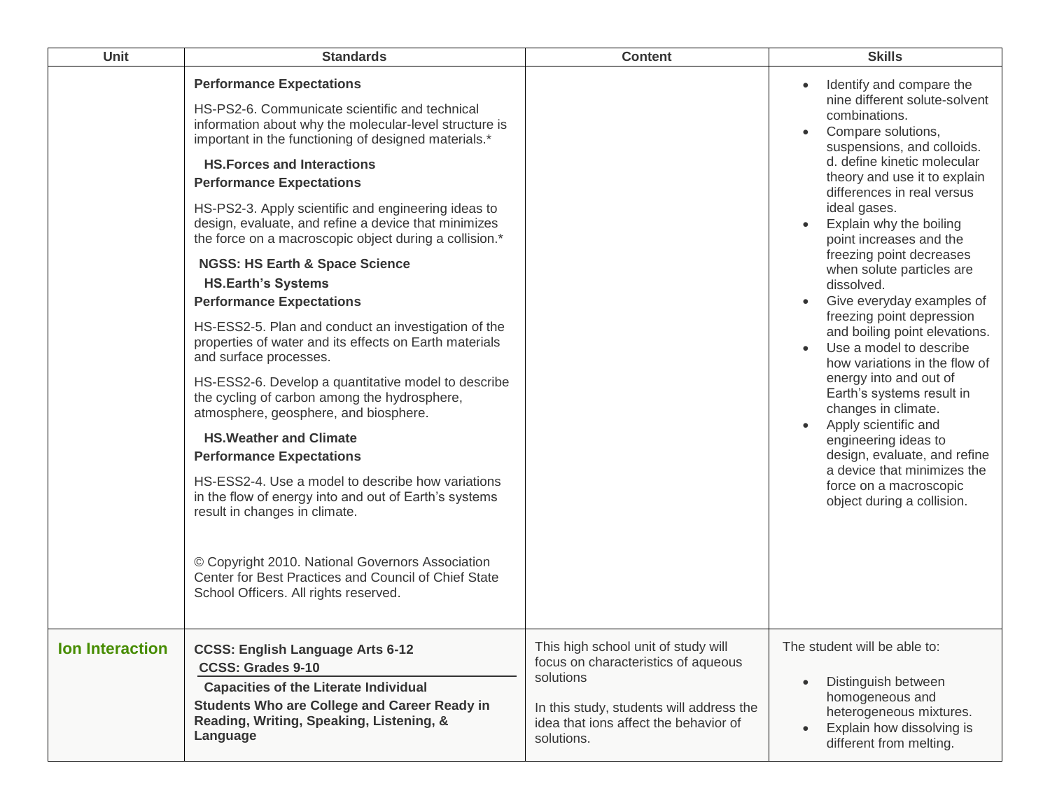| Unit | Standards | Content | Skills |
| --- | --- | --- | --- |
| | **Performance Expectations**<br><br>HS-PS2-6. Communicate scientific and technical information about why the molecular-level structure is important in the functioning of designed materials.*<br><br>**HS.Forces and Interactions**<br>**Performance Expectations**<br><br>HS-PS2-3. Apply scientific and engineering ideas to design, evaluate, and refine a device that minimizes the force on a macroscopic object during a collision.*<br><br>**NGSS: HS Earth & Space Science**<br>**HS.Earth's Systems**<br>**Performance Expectations**<br><br>HS-ESS2-5. Plan and conduct an investigation of the properties of water and its effects on Earth materials and surface processes.<br><br>HS-ESS2-6. Develop a quantitative model to describe the cycling of carbon among the hydrosphere, atmosphere, geosphere, and biosphere.<br><br>**HS.Weather and Climate**<br>**Performance Expectations**<br><br>HS-ESS2-4. Use a model to describe how variations in the flow of energy into and out of Earth's systems result in changes in climate.<br><br>© Copyright 2010. National Governors Association Center for Best Practices and Council of Chief State School Officers. All rights reserved. | | • Identify and compare the nine different solute-solvent combinations.<br>• Compare solutions, suspensions, and colloids. d. define kinetic molecular theory and use it to explain differences in real versus ideal gases.<br>• Explain why the boiling point increases and the freezing point decreases when solute particles are dissolved.<br>• Give everyday examples of freezing point depression and boiling point elevations.<br>• Use a model to describe how variations in the flow of energy into and out of Earth's systems result in changes in climate.<br>• Apply scientific and engineering ideas to design, evaluate, and refine a device that minimizes the force on a macroscopic object during a collision. |
| **Ion Interaction** | **CCSS: English Language Arts 6-12**<br>**CCSS: Grades 9-10**<br>**Capacities of the Literate Individual**<br>**Students Who are College and Career Ready in Reading, Writing, Speaking, Listening, & Language** | This high school unit of study will focus on characteristics of aqueous solutions<br><br>In this study, students will address the idea that ions affect the behavior of solutions. | The student will be able to:<br><br>• Distinguish between homogeneous and heterogeneous mixtures.<br>• Explain how dissolving is different from melting. |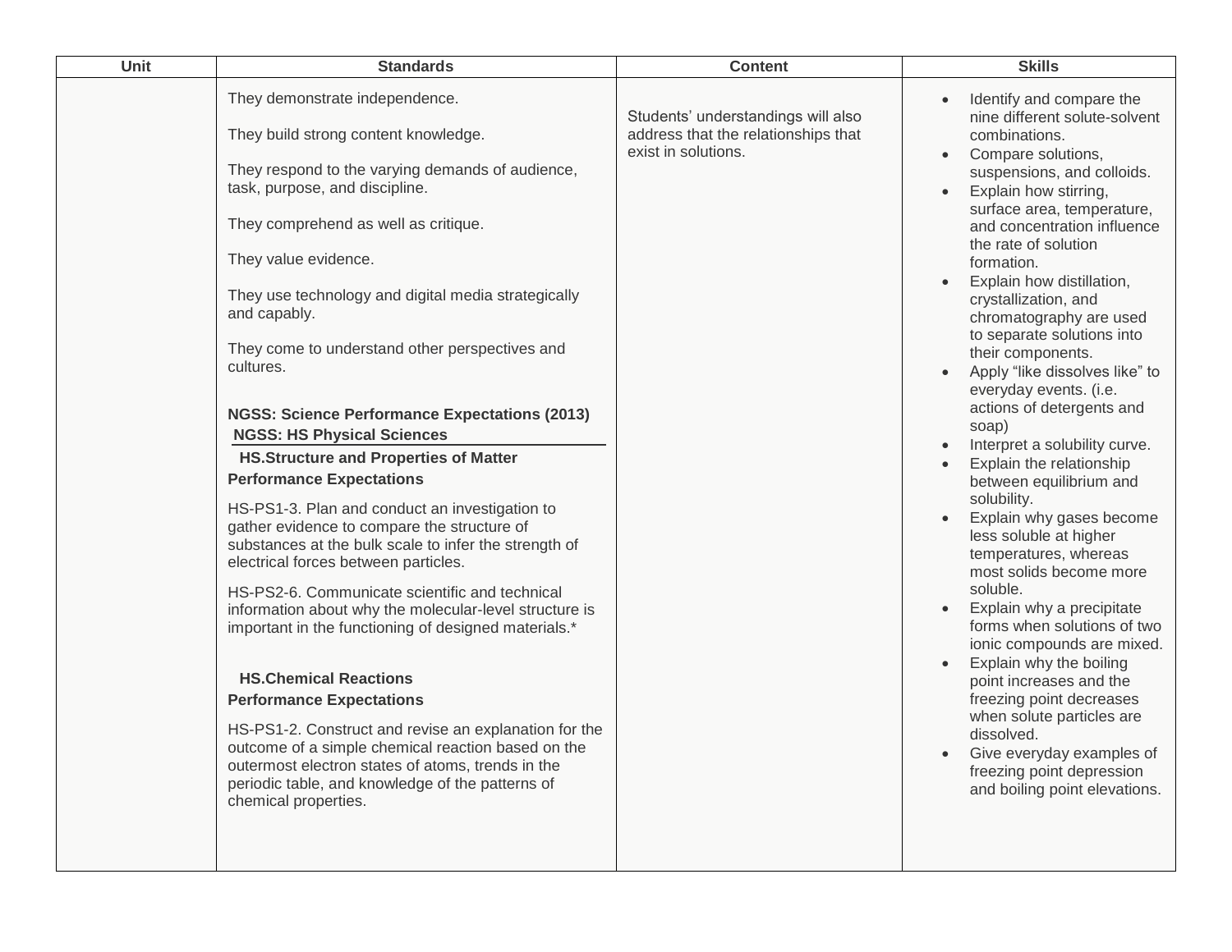| Unit | Standards | Content | Skills |
| --- | --- | --- | --- |
| | They demonstrate independence.<br><br>They build strong content knowledge.<br><br>They respond to the varying demands of audience, task, purpose, and discipline.<br><br>They comprehend as well as critique.<br><br>They value evidence.<br><br>They use technology and digital media strategically and capably.<br><br>They come to understand other perspectives and cultures.<br><br>**NGSS: Science Performance Expectations (2013)**<br>**NGSS: HS Physical Sciences**<br>**HS.Structure and Properties of Matter Performance Expectations**<br><br>HS-PS1-3. Plan and conduct an investigation to gather evidence to compare the structure of substances at the bulk scale to infer the strength of electrical forces between particles.<br><br>HS-PS2-6. Communicate scientific and technical information about why the molecular-level structure is important in the functioning of designed materials.*<br><br>**HS.Chemical Reactions Performance Expectations**<br><br>HS-PS1-2. Construct and revise an explanation for the outcome of a simple chemical reaction based on the outermost electron states of atoms, trends in the periodic table, and knowledge of the patterns of chemical properties. | Students' understandings will also address that the relationships that exist in solutions. | • Identify and compare the nine different solute-solvent combinations.<br>• Compare solutions, suspensions, and colloids.<br>• Explain how stirring, surface area, temperature, and concentration influence the rate of solution formation.<br>• Explain how distillation, crystallization, and chromatography are used to separate solutions into their components.<br>• Apply "like dissolves like" to everyday events. (i.e. actions of detergents and soap)<br>• Interpret a solubility curve.<br>• Explain the relationship between equilibrium and solubility.<br>• Explain why gases become less soluble at higher temperatures, whereas most solids become more soluble.<br>• Explain why a precipitate forms when solutions of two ionic compounds are mixed.<br>• Explain why the boiling point increases and the freezing point decreases when solute particles are dissolved.<br>• Give everyday examples of freezing point depression and boiling point elevations. |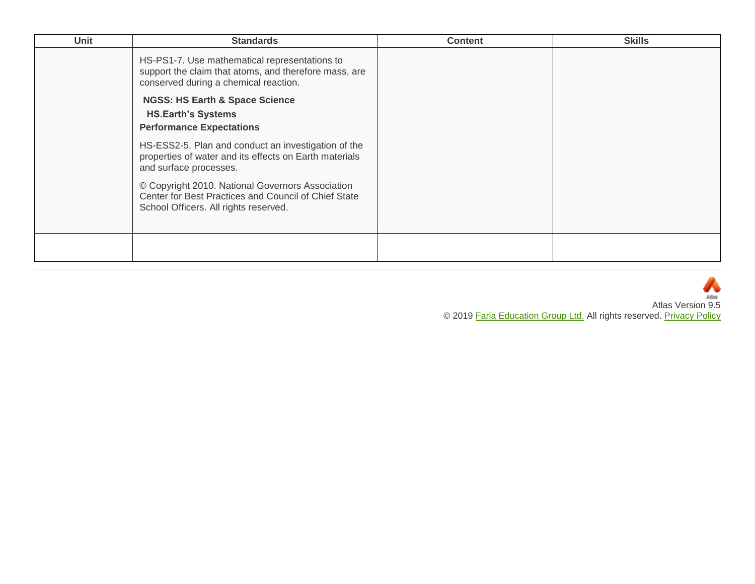| Unit | Standards | Content | Skills |
|---|---|---|---|
| | HS-PS1-7. Use mathematical representations to support the claim that atoms, and therefore mass, are conserved during a chemical reaction.<br><br>**NGSS: HS Earth & Space Science**<br>**HS.Earth's Systems**<br>**Performance Expectations**<br><br>HS-ESS2-5. Plan and conduct an investigation of the properties of water and its effects on Earth materials and surface processes.<br><br>© Copyright 2010. National Governors Association Center for Best Practices and Council of Chief State School Officers. All rights reserved. | | |
| | | | |

Atlas Version 9.5
© 2019 Faria Education Group Ltd. All rights reserved. Privacy Policy